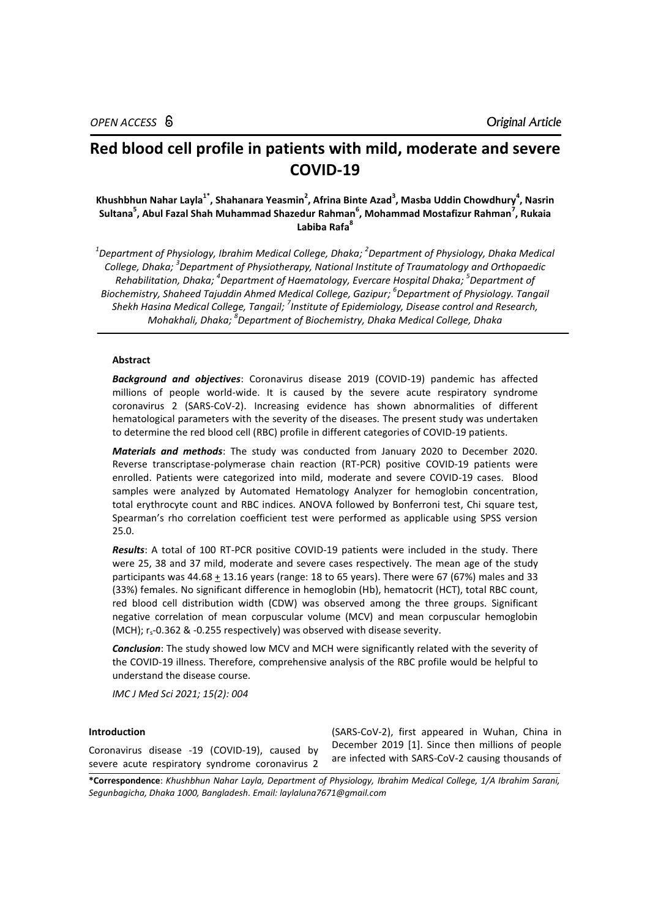*OPEN ACCESS* *Original Article*

# Red blood cell profile in patients with mild, moderate and severe COVID-19

**Khushbhun Nahar Layla[1*], Shahanara Yeasmin[2], Afrina Binte Azad[3], Masba Uddin Chowdhury[4], Nasrin Sultana[5], Abul Fazal Shah Muhammad Shazedur Rahman[6], Mohammad Mostafizur Rahman[7], Rukaia Labiba Rafa[8]**

*[1]Department of Physiology, Ibrahim Medical College, Dhaka; [2]Department of Physiology, Dhaka Medical College, Dhaka; [3]Department of Physiotherapy, National Institute of Traumatology and Orthopaedic Rehabilitation, Dhaka; [4]Department of Haematology, Evercare Hospital Dhaka; [5]Department of Biochemistry, Shaheed Tajuddin Ahmed Medical College, Gazipur; [6]Department of Physiology. Tangail Shekh Hasina Medical College, Tangail; [7]Institute of Epidemiology, Disease control and Research, Mohakhali, Dhaka; [8]Department of Biochemistry, Dhaka Medical College, Dhaka*

#### Abstract

***Background and objectives***: Coronavirus disease 2019 (COVID-19) pandemic has affected millions of people world-wide. It is caused by the severe acute respiratory syndrome coronavirus 2 (SARS-CoV-2). Increasing evidence has shown abnormalities of different hematological parameters with the severity of the diseases. The present study was undertaken to determine the red blood cell (RBC) profile in different categories of COVID-19 patients.

***Materials and methods***: The study was conducted from January 2020 to December 2020. Reverse transcriptase-polymerase chain reaction (RT-PCR) positive COVID-19 patients were enrolled. Patients were categorized into mild, moderate and severe COVID-19 cases. Blood samples were analyzed by Automated Hematology Analyzer for hemoglobin concentration, total erythrocyte count and RBC indices. ANOVA followed by Bonferroni test, Chi square test, Spearman's rho correlation coefficient test were performed as applicable using SPSS version 25.0.

***Results***: A total of 100 RT-PCR positive COVID-19 patients were included in the study. There were 25, 38 and 37 mild, moderate and severe cases respectively. The mean age of the study participants was 44.68 $\pm$ 13.16 years (range: 18 to 65 years). There were 67 (67%) males and 33 (33%) females. No significant difference in hemoglobin (Hb), hematocrit (HCT), total RBC count, red blood cell distribution width (CDW) was observed among the three groups. Significant negative correlation of mean corpuscular volume (MCV) and mean corpuscular hemoglobin (MCH); $r_s$-0.362 & -0.255 respectively) was observed with disease severity.

***Conclusion***: The study showed low MCV and MCH were significantly related with the severity of the COVID-19 illness. Therefore, comprehensive analysis of the RBC profile would be helpful to understand the disease course.

*IMC J Med Sci 2021; 15(2): 004*

#### Introduction

Coronavirus disease -19 (COVID-19), caused by severe acute respiratory syndrome coronavirus 2 (SARS-CoV-2), first appeared in Wuhan, China in December 2019 [1]. Since then millions of people are infected with SARS-CoV-2 causing thousands of

**\*Correspondence**: *Khushbhun Nahar Layla, Department of Physiology, Ibrahim Medical College, 1/A Ibrahim Sarani, Segunbagicha, Dhaka 1000, Bangladesh. Email: laylaluna7671@gmail.com*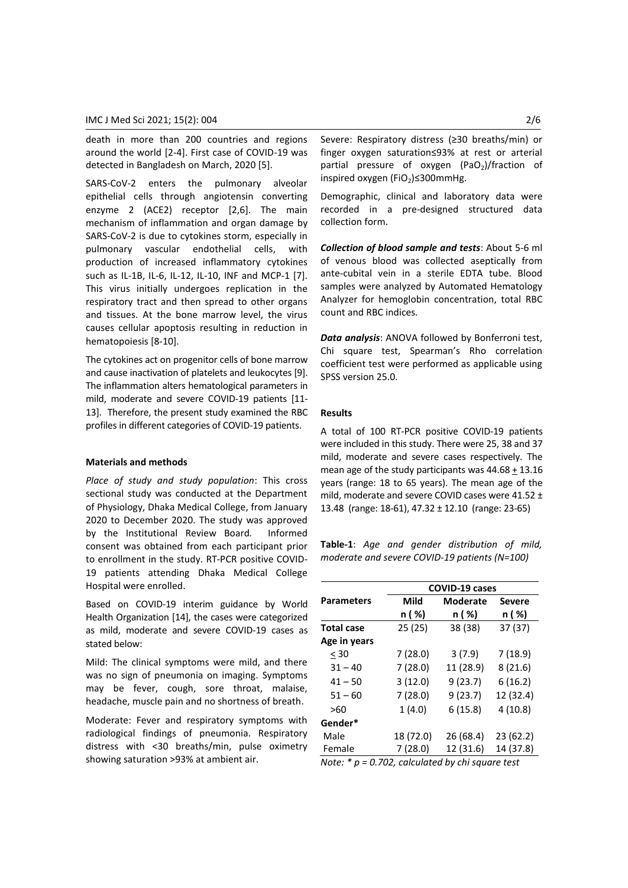death in more than 200 countries and regions around the world [2-4]. First case of COVID-19 was detected in Bangladesh on March, 2020 [5].

SARS-CoV-2 enters the pulmonary alveolar epithelial cells through angiotensin converting enzyme 2 (ACE2) receptor [2,6]. The main mechanism of inflammation and organ damage by SARS-CoV-2 is due to cytokines storm, especially in pulmonary vascular endothelial cells, with production of increased inflammatory cytokines such as IL-1B, IL-6, IL-12, IL-10, INF and MCP-1 [7]. This virus initially undergoes replication in the respiratory tract and then spread to other organs and tissues. At the bone marrow level, the virus causes cellular apoptosis resulting in reduction in hematopoiesis [8-10].

The cytokines act on progenitor cells of bone marrow and cause inactivation of platelets and leukocytes [9]. The inflammation alters hematological parameters in mild, moderate and severe COVID-19 patients [11-13]. Therefore, the present study examined the RBC profiles in different categories of COVID-19 patients.

#### Materials and methods

*Place of study and study population*: This cross sectional study was conducted at the Department of Physiology, Dhaka Medical College, from January 2020 to December 2020. The study was approved by the Institutional Review Board. Informed consent was obtained from each participant prior to enrollment in the study. RT-PCR positive COVID-19 patients attending Dhaka Medical College Hospital were enrolled.

Based on COVID-19 interim guidance by World Health Organization [14], the cases were categorized as mild, moderate and severe COVID-19 cases as stated below:

Mild: The clinical symptoms were mild, and there was no sign of pneumonia on imaging. Symptoms may be fever, cough, sore throat, malaise, headache, muscle pain and no shortness of breath.

Moderate: Fever and respiratory symptoms with radiological findings of pneumonia. Respiratory distress with <30 breaths/min, pulse oximetry showing saturation >93% at ambient air.

Severe: Respiratory distress (≥30 breaths/min) or finger oxygen saturation≤93% at rest or arterial partial pressure of oxygen ($PaO_2$)/fraction of inspired oxygen ($FiO_2$)≤300mmHg.

Demographic, clinical and laboratory data were recorded in a pre-designed structured data collection form.

***Collection of blood sample and tests***: About 5-6 ml of venous blood was collected aseptically from ante-cubital vein in a sterile EDTA tube. Blood samples were analyzed by Automated Hematology Analyzer for hemoglobin concentration, total RBC count and RBC indices.

***Data analysis***: ANOVA followed by Bonferroni test, Chi square test, Spearman's Rho correlation coefficient test were performed as applicable using SPSS version 25.0.

#### Results

A total of 100 RT-PCR positive COVID-19 patients were included in this study. There were 25, 38 and 37 mild, moderate and severe cases respectively. The mean age of the study participants was 44.68 ± 13.16 years (range: 18 to 65 years). The mean age of the mild, moderate and severe COVID cases were 41.52 ± 13.48 (range: 18-61), 47.32 ± 12.10 (range: 23-65)

**Table-1**: *Age and gender distribution of mild, moderate and severe COVID-19 patients (N=100)*

| Parameters | COVID-19 cases | | |
|---|---|---|---|
| | **Mild** n ( %) | **Moderate** n ( %) | **Severe** n ( %) |
| **Total case** | 25 (25) | 38 (38) | 37 (37) |
| **Age in years** | | | |
| ≤ 30 | 7 (28.0) | 3 (7.9) | 7 (18.9) |
| 31 – 40 | 7 (28.0) | 11 (28.9) | 8 (21.6) |
| 41 – 50 | 3 (12.0) | 9 (23.7) | 6 (16.2) |
| 51 – 60 | 7 (28.0) | 9 (23.7) | 12 (32.4) |
| >60 | 1 (4.0) | 6 (15.8) | 4 (10.8) |
| **Gender*** | | | |
| Male | 18 (72.0) | 26 (68.4) | 23 (62.2) |
| Female | 7 (28.0) | 12 (31.6) | 14 (37.8) |

*Note: * p = 0.702, calculated by chi square test*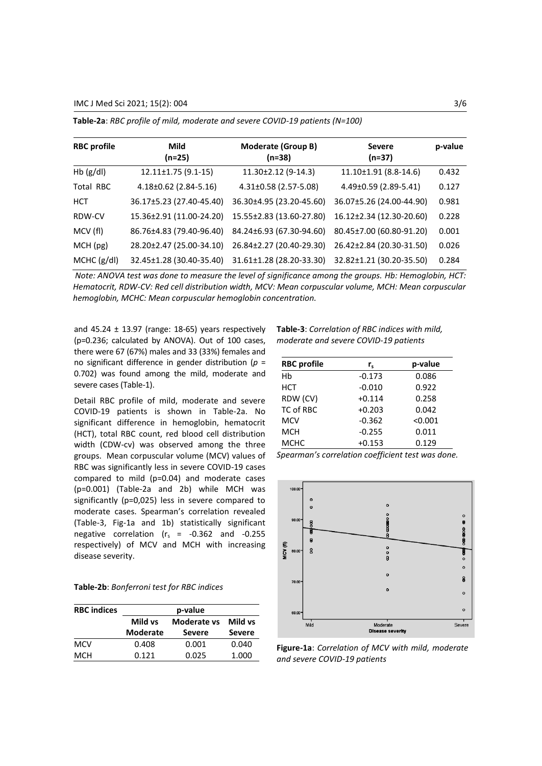**Table-2a**: *RBC profile of mild, moderate and severe COVID-19 patients (N=100)*

| RBC profile | Mild (n=25) | Moderate (Group B) (n=38) | Severe (n=37) | p-value |
|---|---|---|---|---|
| Hb (g/dl) | 12.11±1.75 (9.1-15) | 11.30±2.12 (9-14.3) | 11.10±1.91 (8.8-14.6) | 0.432 |
| Total RBC | 4.18±0.62 (2.84-5.16) | 4.31±0.58 (2.57-5.08) | 4.49±0.59 (2.89-5.41) | 0.127 |
| HCT | 36.17±5.23 (27.40-45.40) | 36.30±4.95 (23.20-45.60) | 36.07±5.26 (24.00-44.90) | 0.981 |
| RDW-CV | 15.36±2.91 (11.00-24.20) | 15.55±2.83 (13.60-27.80) | 16.12±2.34 (12.30-20.60) | 0.228 |
| MCV (fl) | 86.76±4.83 (79.40-96.40) | 84.24±6.93 (67.30-94.60) | 80.45±7.00 (60.80-91.20) | 0.001 |
| MCH (pg) | 28.20±2.47 (25.00-34.10) | 26.84±2.27 (20.40-29.30) | 26.42±2.84 (20.30-31.50) | 0.026 |
| MCHC (g/dl) | 32.45±1.28 (30.40-35.40) | 31.61±1.28 (28.20-33.30) | 32.82±1.21 (30.20-35.50) | 0.284 |

*Note: ANOVA test was done to measure the level of significance among the groups. Hb: Hemoglobin, HCT: Hematocrit, RDW-CV: Red cell distribution width, MCV: Mean corpuscular volume, MCH: Mean corpuscular hemoglobin, MCHC: Mean corpuscular hemoglobin concentration.*

and 45.24 ± 13.97 (range: 18-65) years respectively (p=0.236; calculated by ANOVA). Out of 100 cases, there were 67 (67%) males and 33 (33%) females and no significant difference in gender distribution ($p$ = 0.702) was found among the mild, moderate and severe cases (Table-1).

Detail RBC profile of mild, moderate and severe COVID-19 patients is shown in Table-2a. No significant difference in hemoglobin, hematocrit (HCT), total RBC count, red blood cell distribution width (CDW-cv) was observed among the three groups. Mean corpuscular volume (MCV) values of RBC was significantly less in severe COVID-19 cases compared to mild (p=0.04) and moderate cases (p=0.001) (Table-2a and 2b) while MCH was significantly (p=0,025) less in severe compared to moderate cases. Spearman's correlation revealed (Table-3, Fig-1a and 1b) statistically significant negative correlation ($r_s$ = -0.362 and -0.255 respectively) of MCV and MCH with increasing disease severity.

**Table-2b**: *Bonferroni test for RBC indices*

| RBC indices | p-value | | |
|---|---|---|---|
| | Mild vs Moderate | Moderate vs Severe | Mild vs Severe |
| MCV | 0.408 | 0.001 | 0.040 |
| MCH | 0.121 | 0.025 | 1.000 |

**Table-3**: *Correlation of RBC indices with mild, moderate and severe COVID-19 patients*

| RBC profile | $r_s$ | p-value |
|---|---|---|
| Hb | -0.173 | 0.086 |
| HCT | -0.010 | 0.922 |
| RDW (CV) | +0.114 | 0.258 |
| TC of RBC | +0.203 | 0.042 |
| MCV | -0.362 | <0.001 |
| MCH | -0.255 | 0.011 |
| MCHC | +0.153 | 0.129 |

*Spearman's correlation coefficient test was done.*

**Figure-1a**: *Correlation of MCV with mild, moderate and severe COVID-19 patients*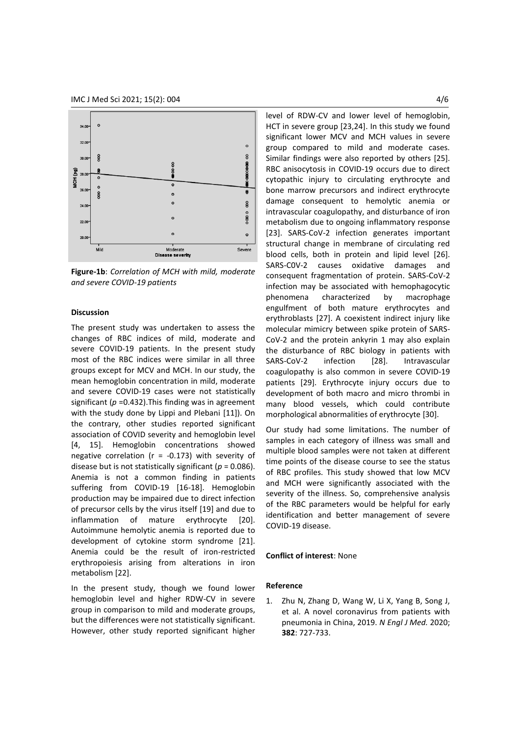**Figure-1b**: *Correlation of MCH with mild, moderate and severe COVID-19 patients*

**Discussion**

The present study was undertaken to assess the changes of RBC indices of mild, moderate and severe COVID-19 patients. In the present study most of the RBC indices were similar in all three groups except for MCV and MCH. In our study, the mean hemoglobin concentration in mild, moderate and severe COVID-19 cases were not statistically significant (*p* =0.432).This finding was in agreement with the study done by Lippi and Plebani [11]). On the contrary, other studies reported significant association of COVID severity and hemoglobin level [4, 15]. Hemoglobin concentrations showed negative correlation (r = -0.173) with severity of disease but is not statistically significant (*p* = 0.086). Anemia is not a common finding in patients suffering from COVID-19 [16-18]. Hemoglobin production may be impaired due to direct infection of precursor cells by the virus itself [19] and due to inflammation of mature erythrocyte [20]. Autoimmune hemolytic anemia is reported due to development of cytokine storm syndrome [21]. Anemia could be the result of iron-restricted erythropoiesis arising from alterations in iron metabolism [22].

In the present study, though we found lower hemoglobin level and higher RDW-CV in severe group in comparison to mild and moderate groups, but the differences were not statistically significant. However, other study reported significant higher level of RDW-CV and lower level of hemoglobin, HCT in severe group [23,24]. In this study we found significant lower MCV and MCH values in severe group compared to mild and moderate cases. Similar findings were also reported by others [25]. RBC anisocytosis in COVID-19 occurs due to direct cytopathic injury to circulating erythrocyte and bone marrow precursors and indirect erythrocyte damage consequent to hemolytic anemia or intravascular coagulopathy, and disturbance of iron metabolism due to ongoing inflammatory response [23]. SARS-CoV-2 infection generates important structural change in membrane of circulating red blood cells, both in protein and lipid level [26]. SARS-C0V-2 causes oxidative damages and consequent fragmentation of protein. SARS-CoV-2 infection may be associated with hemophagocytic phenomena characterized by macrophage engulfment of both mature erythrocytes and erythroblasts [27]. A coexistent indirect injury like molecular mimicry between spike protein of SARS-CoV-2 and the protein ankyrin 1 may also explain the disturbance of RBC biology in patients with SARS-CoV-2 infection [28]. Intravascular coagulopathy is also common in severe COVID-19 patients [29]. Erythrocyte injury occurs due to development of both macro and micro thrombi in many blood vessels, which could contribute morphological abnormalities of erythrocyte [30].

Our study had some limitations. The number of samples in each category of illness was small and multiple blood samples were not taken at different time points of the disease course to see the status of RBC profiles. This study showed that low MCV and MCH were significantly associated with the severity of the illness. So, comprehensive analysis of the RBC parameters would be helpful for early identification and better management of severe COVID-19 disease.

**Conflict of interest**: None

**Reference**

1. Zhu N, Zhang D, Wang W, Li X, Yang B, Song J, et al. A novel coronavirus from patients with pneumonia in China, 2019. *N Engl J Med.* 2020; **382**: 727-733.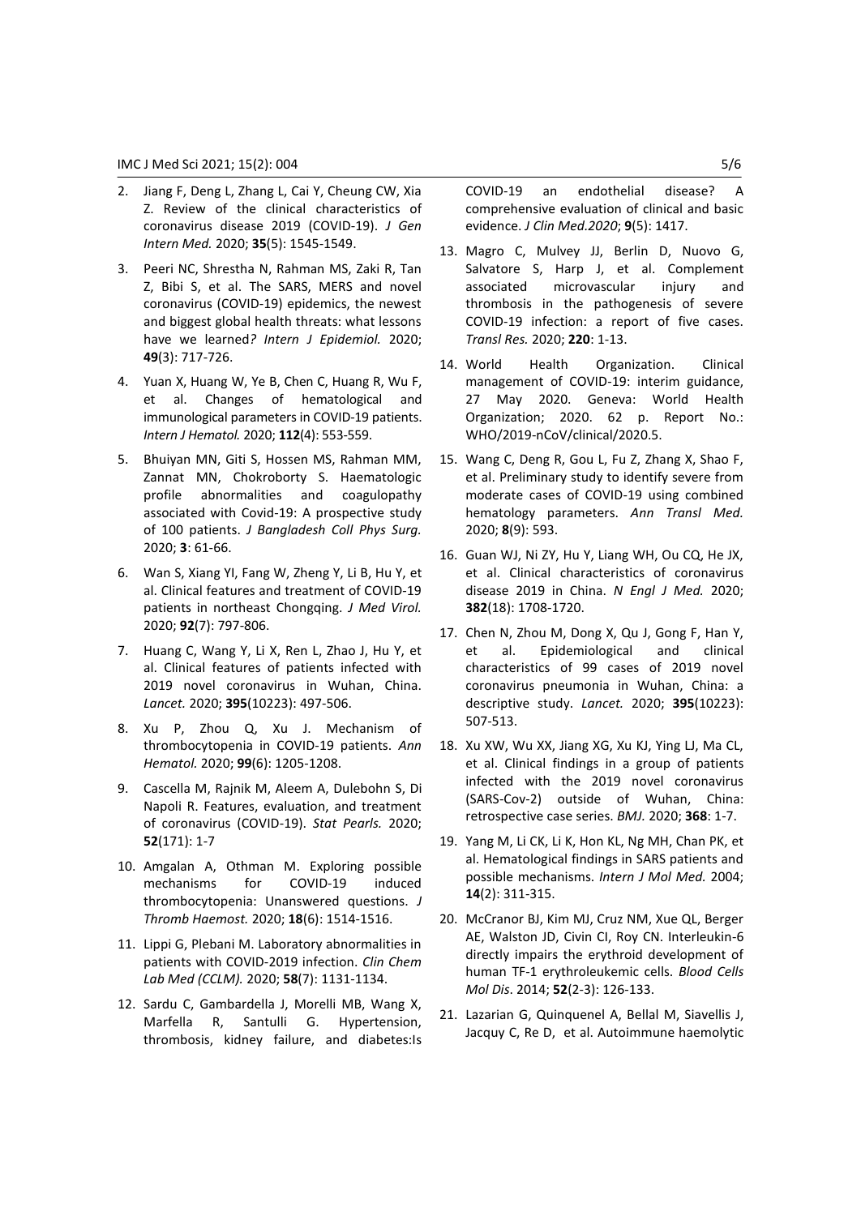2. Jiang F, Deng L, Zhang L, Cai Y, Cheung CW, Xia Z. Review of the clinical characteristics of coronavirus disease 2019 (COVID-19). *J Gen Intern Med.* 2020; **35**(5): 1545-1549.

3. Peeri NC, Shrestha N, Rahman MS, Zaki R, Tan Z, Bibi S, et al. The SARS, MERS and novel coronavirus (COVID-19) epidemics, the newest and biggest global health threats: what lessons have we learned*? Intern J Epidemiol.* 2020; **49**(3): 717-726.

4. Yuan X, Huang W, Ye B, Chen C, Huang R, Wu F, et al. Changes of hematological and immunological parameters in COVID-19 patients. *Intern J Hematol.* 2020; **112**(4): 553-559.

5. Bhuiyan MN, Giti S, Hossen MS, Rahman MM, Zannat MN, Chokroborty S. Haematologic profile abnormalities and coagulopathy associated with Covid-19: A prospective study of 100 patients. *J Bangladesh Coll Phys Surg.* 2020; **3**: 61-66.

6. Wan S, Xiang YI, Fang W, Zheng Y, Li B, Hu Y, et al. Clinical features and treatment of COVID-19 patients in northeast Chongqing. *J Med Virol.* 2020; **92**(7): 797-806.

7. Huang C, Wang Y, Li X, Ren L, Zhao J, Hu Y, et al. Clinical features of patients infected with 2019 novel coronavirus in Wuhan, China. *Lancet.* 2020; **395**(10223): 497-506.

8. Xu P, Zhou Q, Xu J. Mechanism of thrombocytopenia in COVID-19 patients. *Ann Hematol.* 2020; **99**(6): 1205-1208.

9. Cascella M, Rajnik M, Aleem A, Dulebohn S, Di Napoli R. Features, evaluation, and treatment of coronavirus (COVID-19). *Stat Pearls.* 2020; **52**(171): 1-7

10. Amgalan A, Othman M. Exploring possible mechanisms for COVID-19 induced thrombocytopenia: Unanswered questions. *J Thromb Haemost.* 2020; **18**(6): 1514-1516.

11. Lippi G, Plebani M. Laboratory abnormalities in patients with COVID-2019 infection. *Clin Chem Lab Med (CCLM).* 2020; **58**(7): 1131-1134.

12. Sardu C, Gambardella J, Morelli MB, Wang X, Marfella R, Santulli G. Hypertension, thrombosis, kidney failure, and diabetes:Is COVID-19 an endothelial disease? A comprehensive evaluation of clinical and basic evidence. *J Clin Med.2020*; **9**(5): 1417.

13. Magro C, Mulvey JJ, Berlin D, Nuovo G, Salvatore S, Harp J, et al. Complement associated microvascular injury and thrombosis in the pathogenesis of severe COVID-19 infection: a report of five cases. *Transl Res.* 2020; **220**: 1-13.

14. World Health Organization. Clinical management of COVID-19: interim guidance, 27 May 2020. Geneva: World Health Organization; 2020. 62 p. Report No.: WHO/2019-nCoV/clinical/2020.5.

15. Wang C, Deng R, Gou L, Fu Z, Zhang X, Shao F, et al. Preliminary study to identify severe from moderate cases of COVID-19 using combined hematology parameters. *Ann Transl Med.* 2020; **8**(9): 593.

16. Guan WJ, Ni ZY, Hu Y, Liang WH, Ou CQ, He JX, et al. Clinical characteristics of coronavirus disease 2019 in China. *N Engl J Med.* 2020; **382**(18): 1708-1720.

17. Chen N, Zhou M, Dong X, Qu J, Gong F, Han Y, et al. Epidemiological and clinical characteristics of 99 cases of 2019 novel coronavirus pneumonia in Wuhan, China: a descriptive study. *Lancet.* 2020; **395**(10223): 507-513.

18. Xu XW, Wu XX, Jiang XG, Xu KJ, Ying LJ, Ma CL, et al. Clinical findings in a group of patients infected with the 2019 novel coronavirus (SARS-Cov-2) outside of Wuhan, China: retrospective case series. *BMJ.* 2020; **368**: 1-7.

19. Yang M, Li CK, Li K, Hon KL, Ng MH, Chan PK, et al. Hematological findings in SARS patients and possible mechanisms. *Intern J Mol Med.* 2004; **14**(2): 311-315.

20. McCranor BJ, Kim MJ, Cruz NM, Xue QL, Berger AE, Walston JD, Civin CI, Roy CN. Interleukin-6 directly impairs the erythroid development of human TF-1 erythroleukemic cells. *Blood Cells Mol Dis*. 2014; **52**(2-3): 126-133.

21. Lazarian G, Quinquenel A, Bellal M, Siavellis J, Jacquy C, Re D, et al. Autoimmune haemolytic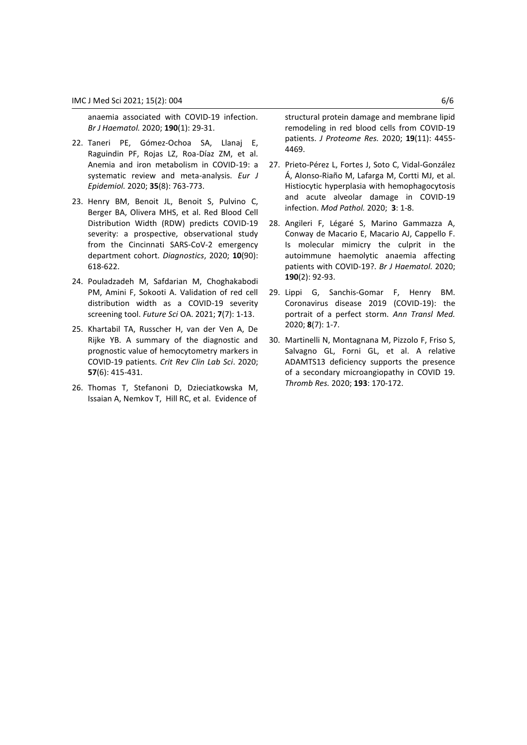anaemia associated with COVID-19 infection. *Br J Haematol.* 2020; **190**(1): 29-31.

22. Taneri PE, Gómez-Ochoa SA, Llanaj E, Raguindin PF, Rojas LZ, Roa-Díaz ZM, et al. Anemia and iron metabolism in COVID-19: a systematic review and meta-analysis. *Eur J Epidemiol.* 2020; **35**(8): 763-773.

23. Henry BM, Benoit JL, Benoit S, Pulvino C, Berger BA, Olivera MHS, et al. Red Blood Cell Distribution Width (RDW) predicts COVID-19 severity: a prospective, observational study from the Cincinnati SARS-CoV-2 emergency department cohort. *Diagnostics*, 2020; **10**(90): 618-622.

24. Pouladzadeh M, Safdarian M, Choghakabodi PM, Amini F, Sokooti A. Validation of red cell distribution width as a COVID-19 severity screening tool. *Future Sci* OA. 2021; **7**(7): 1-13.

25. Khartabil TA, Russcher H, van der Ven A, De Rijke YB. A summary of the diagnostic and prognostic value of hemocytometry markers in COVID-19 patients. *Crit Rev Clin Lab Sci*. 2020; **57**(6): 415-431.

26. Thomas T, Stefanoni D, Dzieciatkowska M, Issaian A, Nemkov T, Hill RC, et al. Evidence of structural protein damage and membrane lipid remodeling in red blood cells from COVID-19 patients. *J Proteome Res.* 2020; **19**(11): 4455-4469.

27. Prieto-Pérez L, Fortes J, Soto C, Vidal-González Á, Alonso-Riaño M, Lafarga M, Cortti MJ, et al. Histiocytic hyperplasia with hemophagocytosis and acute alveolar damage in COVID-19 infection. *Mod Pathol.* 2020; **3**: 1-8.

28. Angileri F, Légaré S, Marino Gammazza A, Conway de Macario E, Macario AJ, Cappello F. Is molecular mimicry the culprit in the autoimmune haemolytic anaemia affecting patients with COVID-19?. *Br J Haematol.* 2020; **190**(2): 92-93.

29. Lippi G, Sanchis-Gomar F, Henry BM. Coronavirus disease 2019 (COVID-19): the portrait of a perfect storm. *Ann Transl Med.* 2020; **8**(7): 1-7.

30. Martinelli N, Montagnana M, Pizzolo F, Friso S, Salvagno GL, Forni GL, et al. A relative ADAMTS13 deficiency supports the presence of a secondary microangiopathy in COVID 19. *Thromb Res.* 2020; **193**: 170-172.